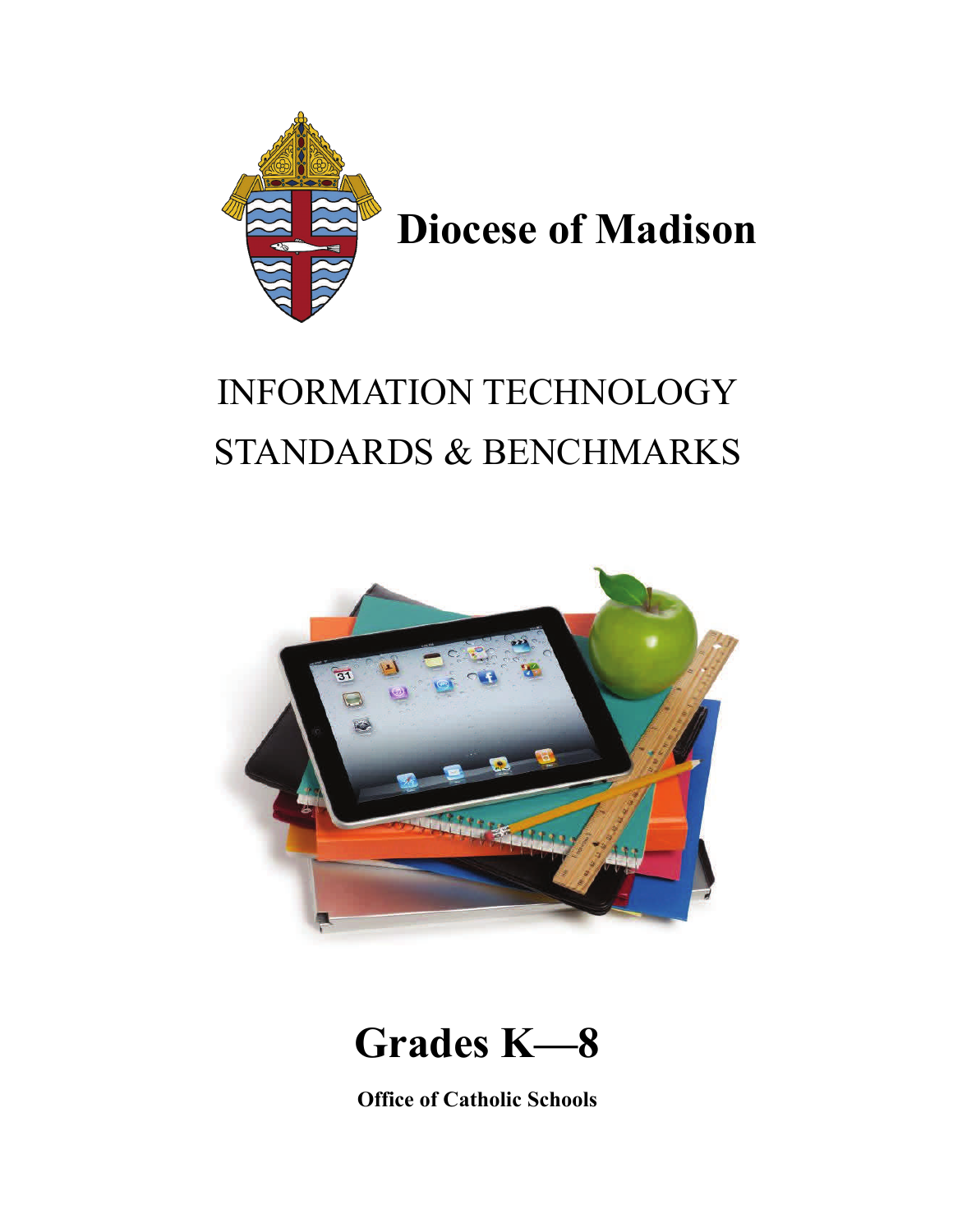# Diocese of Madison

## INFORMATION TECHNOLOGY STANDARDS & BENCHMARKS

# Grades K—8

**Office of Catholic Schools**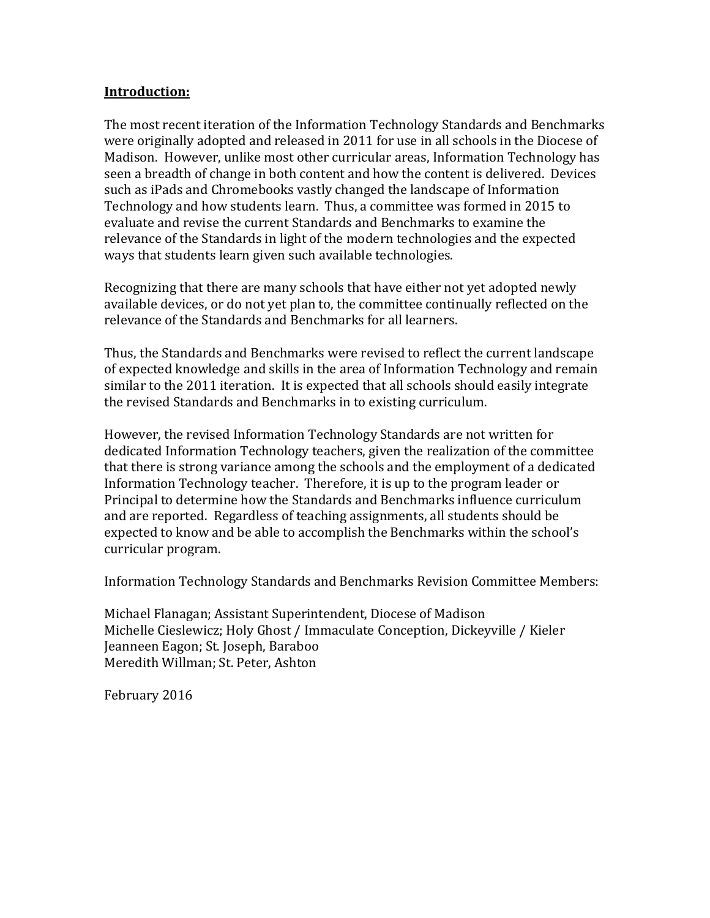**Introduction:**

The most recent iteration of the Information Technology Standards and Benchmarks were originally adopted and released in 2011 for use in all schools in the Diocese of Madison. However, unlike most other curricular areas, Information Technology has seen a breadth of change in both content and how the content is delivered. Devices such as iPads and Chromebooks vastly changed the landscape of Information Technology and how students learn. Thus, a committee was formed in 2015 to evaluate and revise the current Standards and Benchmarks to examine the relevance of the Standards in light of the modern technologies and the expected ways that students learn given such available technologies.

Recognizing that there are many schools that have either not yet adopted newly available devices, or do not yet plan to, the committee continually reflected on the relevance of the Standards and Benchmarks for all learners.

Thus, the Standards and Benchmarks were revised to reflect the current landscape of expected knowledge and skills in the area of Information Technology and remain similar to the 2011 iteration. It is expected that all schools should easily integrate the revised Standards and Benchmarks in to existing curriculum.

However, the revised Information Technology Standards are not written for dedicated Information Technology teachers, given the realization of the committee that there is strong variance among the schools and the employment of a dedicated Information Technology teacher. Therefore, it is up to the program leader or Principal to determine how the Standards and Benchmarks influence curriculum and are reported. Regardless of teaching assignments, all students should be expected to know and be able to accomplish the Benchmarks within the school's curricular program.

Information Technology Standards and Benchmarks Revision Committee Members:

Michael Flanagan; Assistant Superintendent, Diocese of Madison
Michelle Cieslewicz; Holy Ghost / Immaculate Conception, Dickeyville / Kieler
Jeanneen Eagon; St. Joseph, Baraboo
Meredith Willman; St. Peter, Ashton

February 2016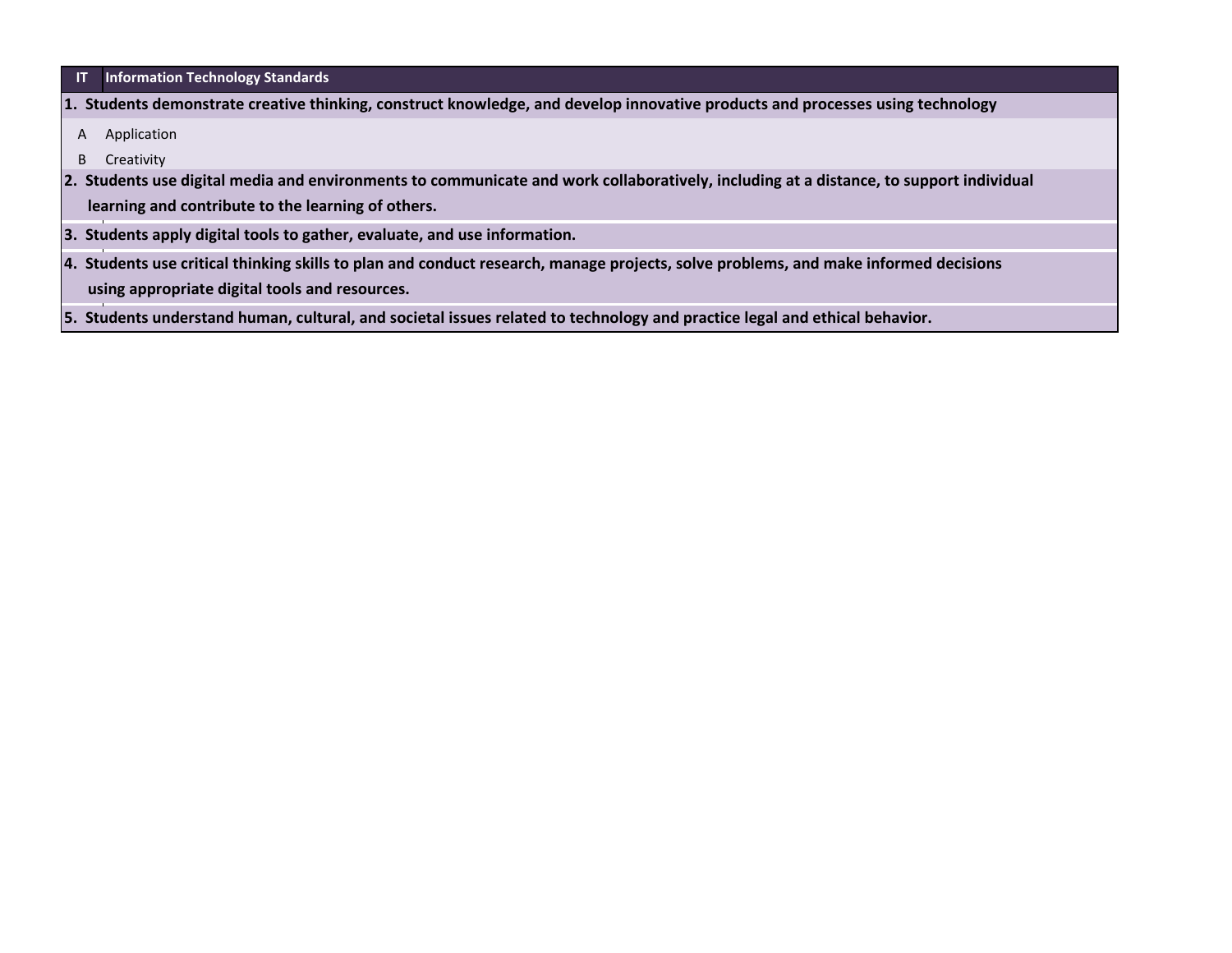| IT | Information Technology Standards |
| --- | --- |
| **1. Students demonstrate creative thinking, construct knowledge, and develop innovative products and processes using technology** | |
| A | Application |
| B | Creativity |
| **2. Students use digital media and environments to communicate and work collaboratively, including at a distance, to support individual learning and contribute to the learning of others.** | |
| **3. Students apply digital tools to gather, evaluate, and use information.** | |
| **4. Students use critical thinking skills to plan and conduct research, manage projects, solve problems, and make informed decisions using appropriate digital tools and resources.** | |
| **5. Students understand human, cultural, and societal issues related to technology and practice legal and ethical behavior.** | |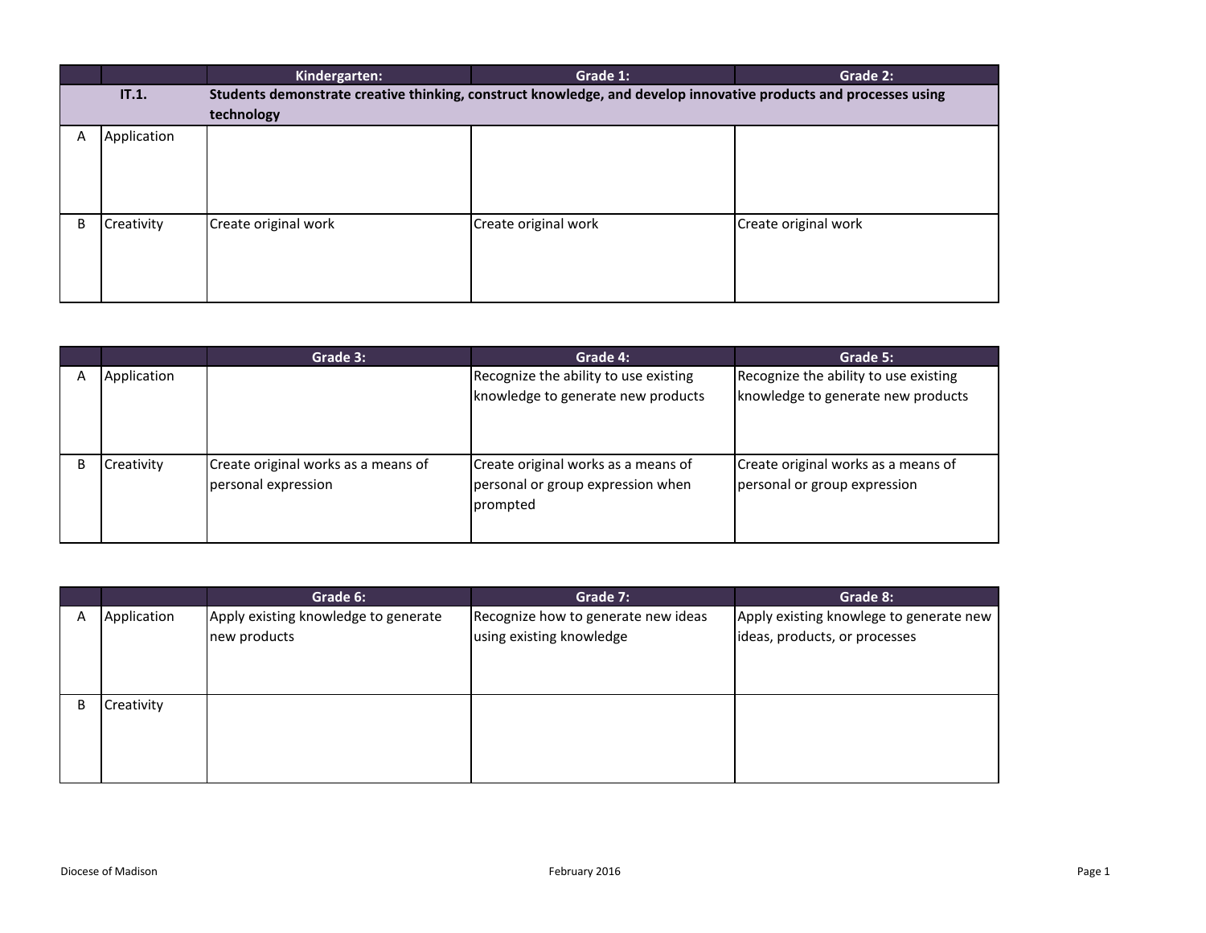| | | Kindergarten: | Grade 1: | Grade 2: |
|---|---|---|---|---|
| **IT.1.** | | **Students demonstrate creative thinking, construct knowledge, and develop innovative products and processes using technology** | | |
| A | Application | | | |
| B | Creativity | Create original work | Create original work | Create original work |

| | | Grade 3: | Grade 4: | Grade 5: |
|---|---|---|---|---|
| A | Application | | Recognize the ability to use existing knowledge to generate new products | Recognize the ability to use existing knowledge to generate new products |
| B | Creativity | Create original works as a means of personal expression | Create original works as a means of personal or group expression when prompted | Create original works as a means of personal or group expression |

| | | Grade 6: | Grade 7: | Grade 8: |
|---|---|---|---|---|
| A | Application | Apply existing knowledge to generate new products | Recognize how to generate new ideas using existing knowledge | Apply existing knowlege to generate new ideas, products, or processes |
| B | Creativity | | | |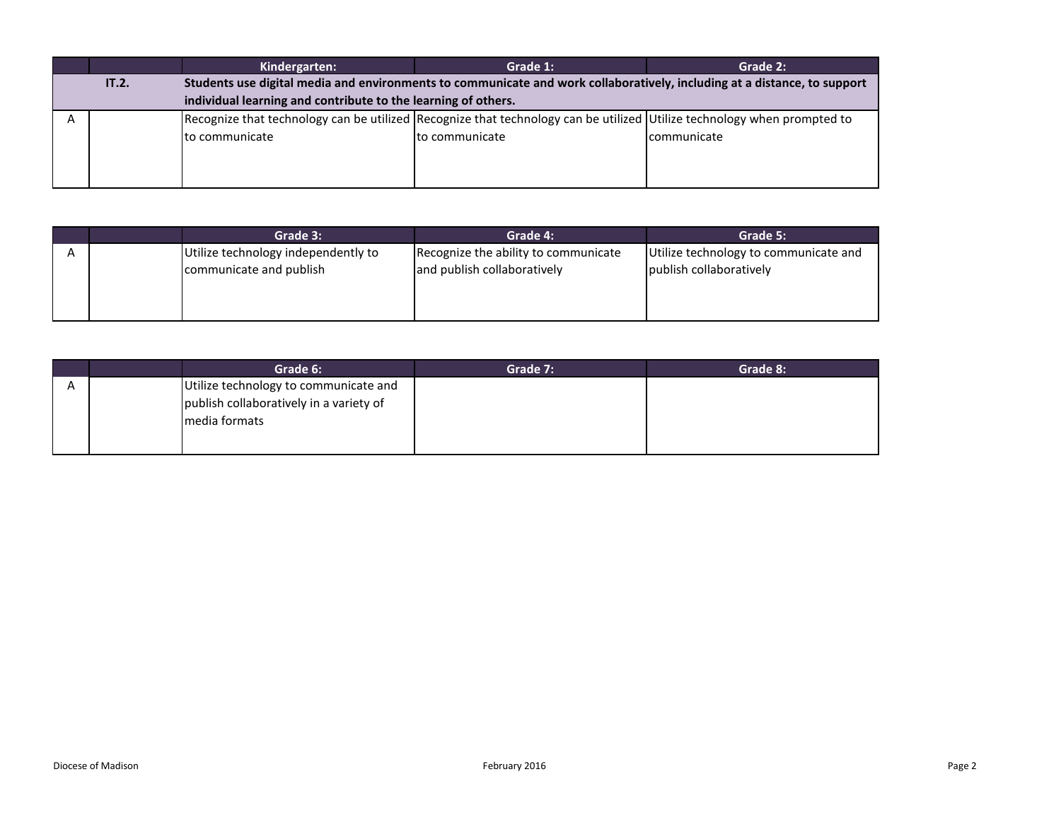| | | Kindergarten: | Grade 1: | Grade 2: |
|---|---|---|---|---|
| | **IT.2.** | **Students use digital media and environments to communicate and work collaboratively, including at a distance, to support individual learning and contribute to the learning of others.** | | |
| A | | Recognize that technology can be utilized to communicate | Recognize that technology can be utilized to communicate | Utilize technology when prompted to communicate |

| | | Grade 3: | Grade 4: | Grade 5: |
|---|---|---|---|---|
| A | | Utilize technology independently to communicate and publish | Recognize the ability to communicate and publish collaboratively | Utilize technology to communicate and publish collaboratively |

| | | Grade 6: | Grade 7: | Grade 8: |
|---|---|---|---|---|
| A | | Utilize technology to communicate and publish collaboratively in a variety of media formats | | |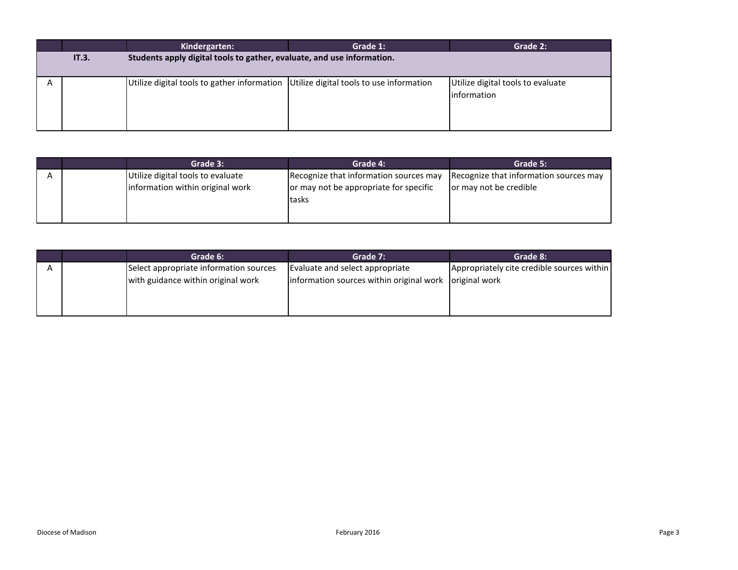| | | Kindergarten: | Grade 1: | Grade 2: |
|---|---|---|---|---|
| | **IT.3.** | **Students apply digital tools to gather, evaluate, and use information.** | | |
| A | | Utilize digital tools to gather information | Utilize digital tools to use information | Utilize digital tools to evaluate information |

| | | Grade 3: | Grade 4: | Grade 5: |
|---|---|---|---|---|
| A | | Utilize digital tools to evaluate information within original work | Recognize that information sources may or may not be appropriate for specific tasks | Recognize that information sources may or may not be credible |

| | | Grade 6: | Grade 7: | Grade 8: |
|---|---|---|---|---|
| A | | Select appropriate information sources with guidance within original work | Evaluate and select appropriate information sources within original work | Appropriately cite credible sources within original work |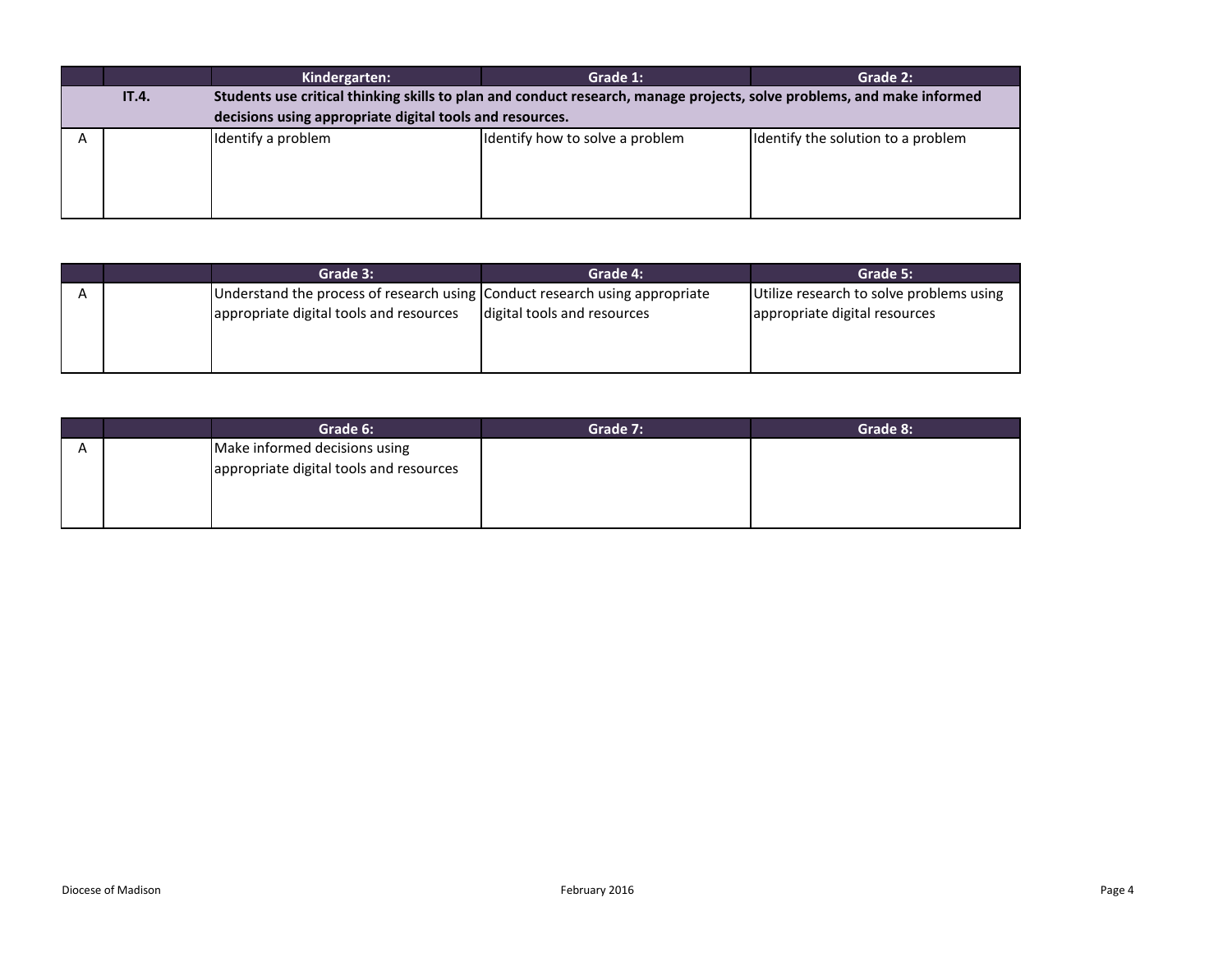| | | Kindergarten: | Grade 1: | Grade 2: |
|---|---|---|---|---|
| | IT.4. | **Students use critical thinking skills to plan and conduct research, manage projects, solve problems, and make informed decisions using appropriate digital tools and resources.** | | |
| A | | Identify a problem | Identify how to solve a problem | Identify the solution to a problem |

| | | Grade 3: | Grade 4: | Grade 5: |
|---|---|---|---|---|
| A | | Understand the process of research using appropriate digital tools and resources | Conduct research using appropriate digital tools and resources | Utilize research to solve problems using appropriate digital resources |

| | | Grade 6: | Grade 7: | Grade 8: |
|---|---|---|---|---|
| A | | Make informed decisions using appropriate digital tools and resources | | |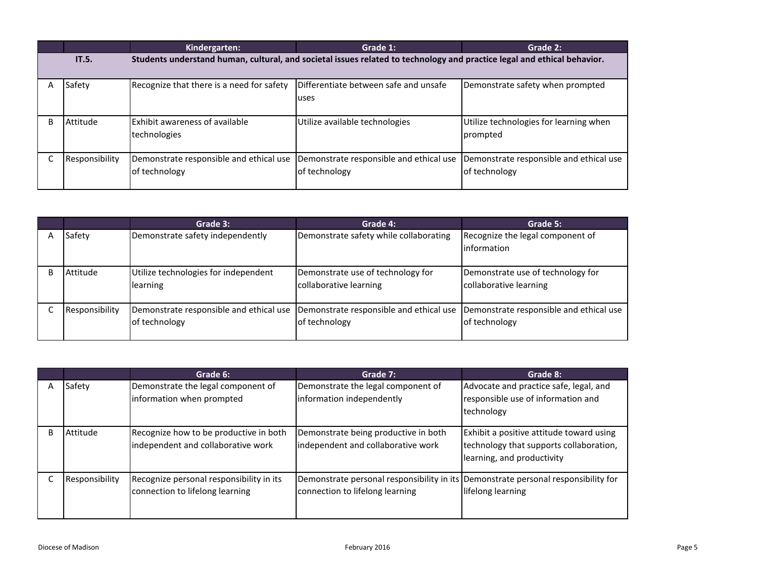| | | Kindergarten: | Grade 1: | Grade 2: |
|---|---|---|---|---|
| | **IT.5.** | **Students understand human, cultural, and societal issues related to technology and practice legal and ethical behavior.** | | |
| A | Safety | Recognize that there is a need for safety | Differentiate between safe and unsafe uses | Demonstrate safety when prompted |
| B | Attitude | Exhibit awareness of available technologies | Utilize available technologies | Utilize technologies for learning when prompted |
| C | Responsibility | Demonstrate responsible and ethical use of technology | Demonstrate responsible and ethical use of technology | Demonstrate responsible and ethical use of technology |

| | | Grade 3: | Grade 4: | Grade 5: |
|---|---|---|---|---|
| A | Safety | Demonstrate safety independently | Demonstrate safety while collaborating | Recognize the legal component of information |
| B | Attitude | Utilize technologies for independent learning | Demonstrate use of technology for collaborative learning | Demonstrate use of technology for collaborative learning |
| C | Responsibility | Demonstrate responsible and ethical use of technology | Demonstrate responsible and ethical use of technology | Demonstrate responsible and ethical use of technology |

| | | Grade 6: | Grade 7: | Grade 8: |
|---|---|---|---|---|
| A | Safety | Demonstrate the legal component of information when prompted | Demonstrate the legal component of information independently | Advocate and practice safe, legal, and responsible use of information and technology |
| B | Attitude | Recognize how to be productive in both independent and collaborative work | Demonstrate being productive in both independent and collaborative work | Exhibit a positive attitude toward using technology that supports collaboration, learning, and productivity |
| C | Responsibility | Recognize personal responsibility in its connection to lifelong learning | Demonstrate personal responsibility in its connection to lifelong learning | Demonstrate personal responsibility for lifelong learning |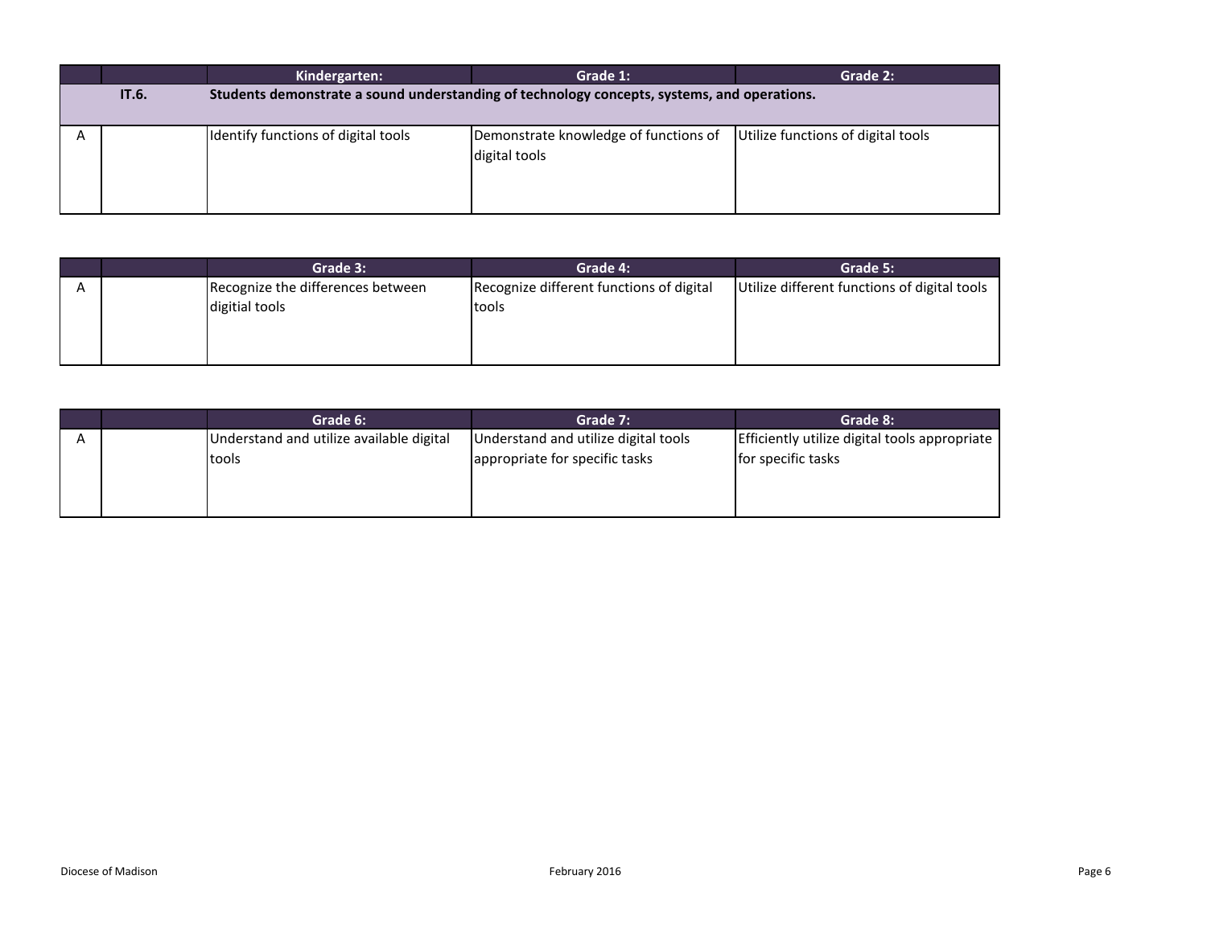| | | Kindergarten: | Grade 1: | Grade 2: |
|---|---|---|---|---|
| | IT.6. | **Students demonstrate a sound understanding of technology concepts, systems, and operations.** | | |
| A | | Identify functions of digital tools | Demonstrate knowledge of functions of digital tools | Utilize functions of digital tools |

| | | Grade 3: | Grade 4: | Grade 5: |
|---|---|---|---|---|
| A | | Recognize the differences between digitial tools | Recognize different functions of digital tools | Utilize different functions of digital tools |

| | | Grade 6: | Grade 7: | Grade 8: |
|---|---|---|---|---|
| A | | Understand and utilize available digital tools | Understand and utilize digital tools appropriate for specific tasks | Efficiently utilize digital tools appropriate for specific tasks |